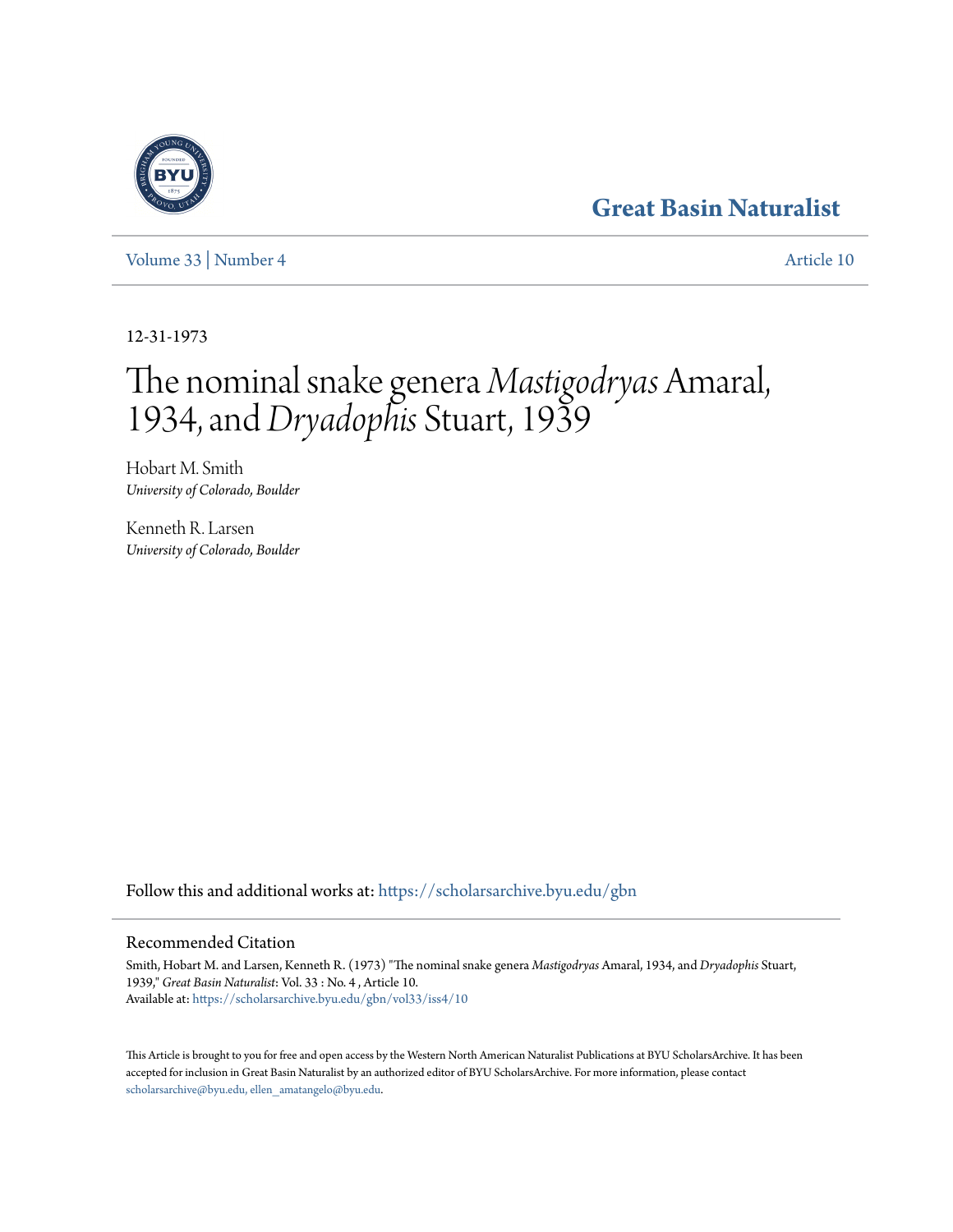Great Basin Naturalist

Volume 33 | Number 4 Article 10

12-31-1973

# The nominal snake genera *Mastigodryas* Amaral, 1934, and *Dryadophis* Stuart, 1939

Hobart M. Smith
*University of Colorado, Boulder*

Kenneth R. Larsen
*University of Colorado, Boulder*

Follow this and additional works at: https://scholarsarchive.byu.edu/gbn

## Recommended Citation

Smith, Hobart M. and Larsen, Kenneth R. (1973) "The nominal snake genera *Mastigodryas* Amaral, 1934, and *Dryadophis* Stuart, 1939," *Great Basin Naturalist*: Vol. 33 : No. 4 , Article 10.
Available at: https://scholarsarchive.byu.edu/gbn/vol33/iss4/10

This Article is brought to you for free and open access by the Western North American Naturalist Publications at BYU ScholarsArchive. It has been accepted for inclusion in Great Basin Naturalist by an authorized editor of BYU ScholarsArchive. For more information, please contact scholarsarchive@byu.edu, ellen_amatangelo@byu.edu.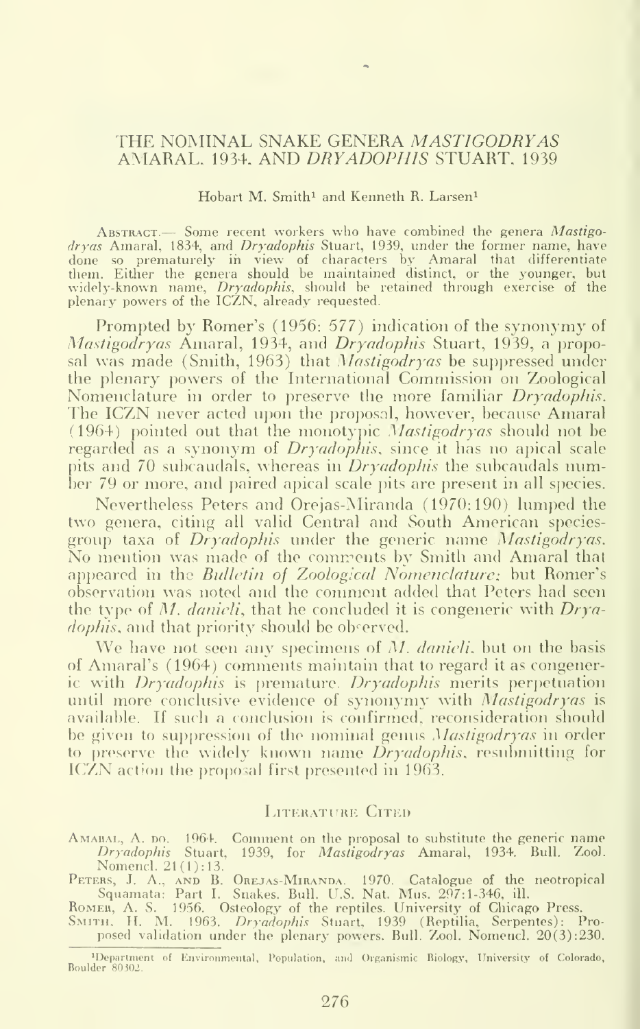## THE NOMINAL SNAKE GENERA *MASTIGODRYAS* AMARAL, 1934, AND *DRYADOPHIS* STUART, 1939

Hobart M. Smith[1] and Kenneth R. Larsen[1]

Abstract.— Some recent workers who have combined the genera *Mastigodryas* Amaral, 1834, and *Dryadophis* Stuart, 1939, under the former name, have done so prematurely in view of characters by Amaral that differentiate them. Either the genera should be maintained distinct, or the younger, but widely-known name, *Dryadophis*, should be retained through exercise of the plenary powers of the ICZN, already requested.

Prompted by Romer's (1956: 577) indication of the synonymy of *Mastigodryas* Amaral, 1934, and *Dryadophis* Stuart, 1939, a proposal was made (Smith, 1963) that *Mastigodryas* be suppressed under the plenary powers of the International Commission on Zoological Nomenclature in order to preserve the more familiar *Dryadophis*. The ICZN never acted upon the proposal, however, because Amaral (1964) pointed out that the monotypic *Mastigodryas* should not be regarded as a synonym of *Dryadophis*, since it has no apical scale pits and 70 subcaudals, whereas in *Dryadophis* the subcaudals number 79 or more, and paired apical scale pits are present in all species.

Nevertheless Peters and Orejas-Miranda (1970:190) lumped the two genera, citing all valid Central and South American species-group taxa of *Dryadophis* under the generic name *Mastigodryas*. No mention was made of the comments by Smith and Amaral that appeared in the *Bulletin of Zoological Nomenclature*; but Romer's observation was noted and the comment added that Peters had seen the type of *M. danieli*, that he concluded it is congeneric with *Dryadophis*, and that priority should be observed.

We have not seen any specimens of *M. danieli*, but on the basis of Amaral's (1964) comments maintain that to regard it as congeneric with *Dryadophis* is premature. *Dryadophis* merits perpetuation until more conclusive evidence of synonymy with *Mastigodryas* is available. If such a conclusion is confirmed, reconsideration should be given to suppression of the nominal genus *Mastigodryas* in order to preserve the widely known name *Dryadophis*, resubmitting for ICZN action the proposal first presented in 1963.

### Literature Cited

Amaral, A. do. 1964. Comment on the proposal to substitute the generic name *Dryadophis* Stuart, 1939, for *Mastigodryas* Amaral, 1934. Bull. Zool. Nomencl. 21(1):13.

Peters, J. A., and B. Orejas-Miranda. 1970. Catalogue of the neotropical Squamata: Part I. Snakes. Bull. U.S. Nat. Mus. 297:1-346, ill.

Romer, A. S. 1956. Osteology of the reptiles. University of Chicago Press.

Smith, H. M. 1963. *Dryadophis* Stuart, 1939 (Reptilia, Serpentes): Proposed validation under the plenary powers. Bull. Zool. Nomencl. 20(3):230.

[1]Department of Environmental, Population, and Organismic Biology, University of Colorado, Boulder 80302.